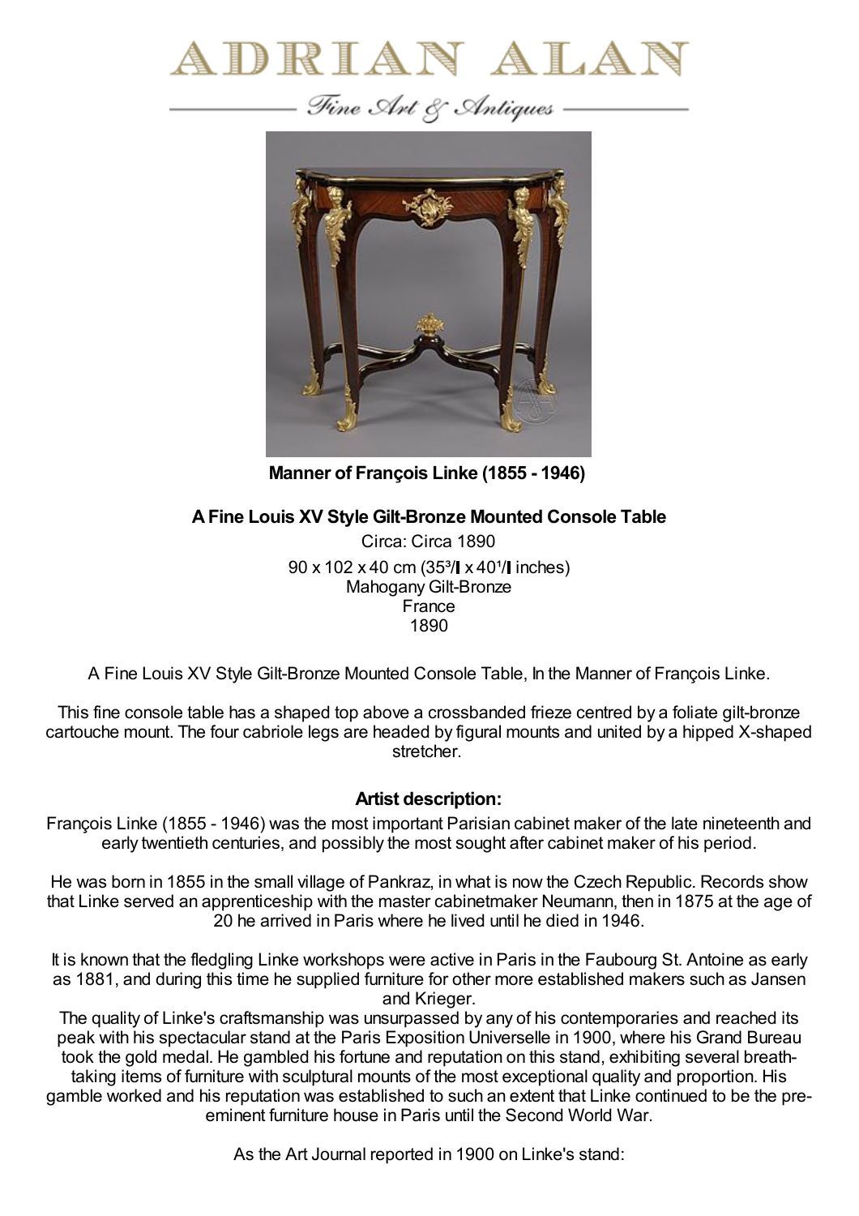# ADRIAN ALAN

*Fine Art & Antiques*

**Manner of François Linke (1855 - 1946)**

**A Fine Louis XV Style Gilt-Bronze Mounted Console Table**

Circa: Circa 1890

90 x 102 x 40 cm (35³/ x 40¹/ inches)

Mahogany Gilt-Bronze

France

1890

A Fine Louis XV Style Gilt-Bronze Mounted Console Table, In the Manner of François Linke.

This fine console table has a shaped top above a crossbanded frieze centred by a foliate gilt-bronze cartouche mount. The four cabriole legs are headed by figural mounts and united by a hipped X-shaped stretcher.

### Artist description:

François Linke (1855 - 1946) was the most important Parisian cabinet maker of the late nineteenth and early twentieth centuries, and possibly the most sought after cabinet maker of his period.

He was born in 1855 in the small village of Pankraz, in what is now the Czech Republic. Records show that Linke served an apprenticeship with the master cabinetmaker Neumann, then in 1875 at the age of 20 he arrived in Paris where he lived until he died in 1946.

It is known that the fledgling Linke workshops were active in Paris in the Faubourg St. Antoine as early as 1881, and during this time he supplied furniture for other more established makers such as Jansen and Krieger.

The quality of Linke's craftsmanship was unsurpassed by any of his contemporaries and reached its peak with his spectacular stand at the Paris Exposition Universelle in 1900, where his Grand Bureau took the gold medal. He gambled his fortune and reputation on this stand, exhibiting several breath-taking items of furniture with sculptural mounts of the most exceptional quality and proportion. His gamble worked and his reputation was established to such an extent that Linke continued to be the pre-eminent furniture house in Paris until the Second World War.

As the Art Journal reported in 1900 on Linke's stand: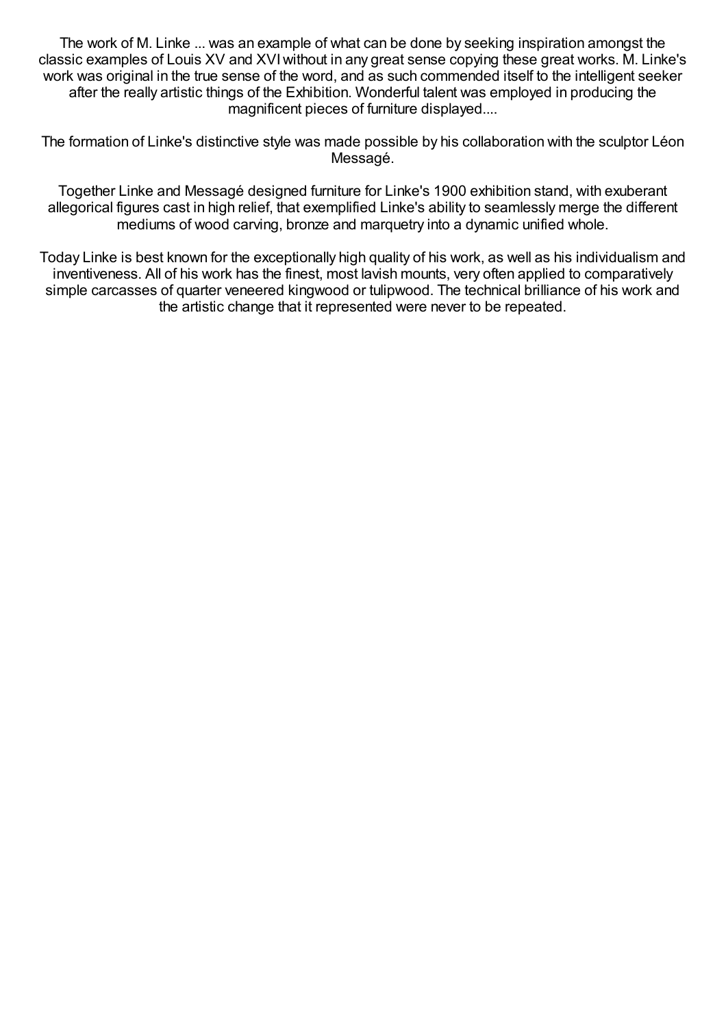The work of M. Linke ... was an example of what can be done by seeking inspiration amongst the classic examples of Louis XV and XVI without in any great sense copying these great works. M. Linke's work was original in the true sense of the word, and as such commended itself to the intelligent seeker after the really artistic things of the Exhibition. Wonderful talent was employed in producing the magnificent pieces of furniture displayed....

The formation of Linke's distinctive style was made possible by his collaboration with the sculptor Léon Messagé.

Together Linke and Messagé designed furniture for Linke's 1900 exhibition stand, with exuberant allegorical figures cast in high relief, that exemplified Linke's ability to seamlessly merge the different mediums of wood carving, bronze and marquetry into a dynamic unified whole.

Today Linke is best known for the exceptionally high quality of his work, as well as his individualism and inventiveness. All of his work has the finest, most lavish mounts, very often applied to comparatively simple carcasses of quarter veneered kingwood or tulipwood. The technical brilliance of his work and the artistic change that it represented were never to be repeated.